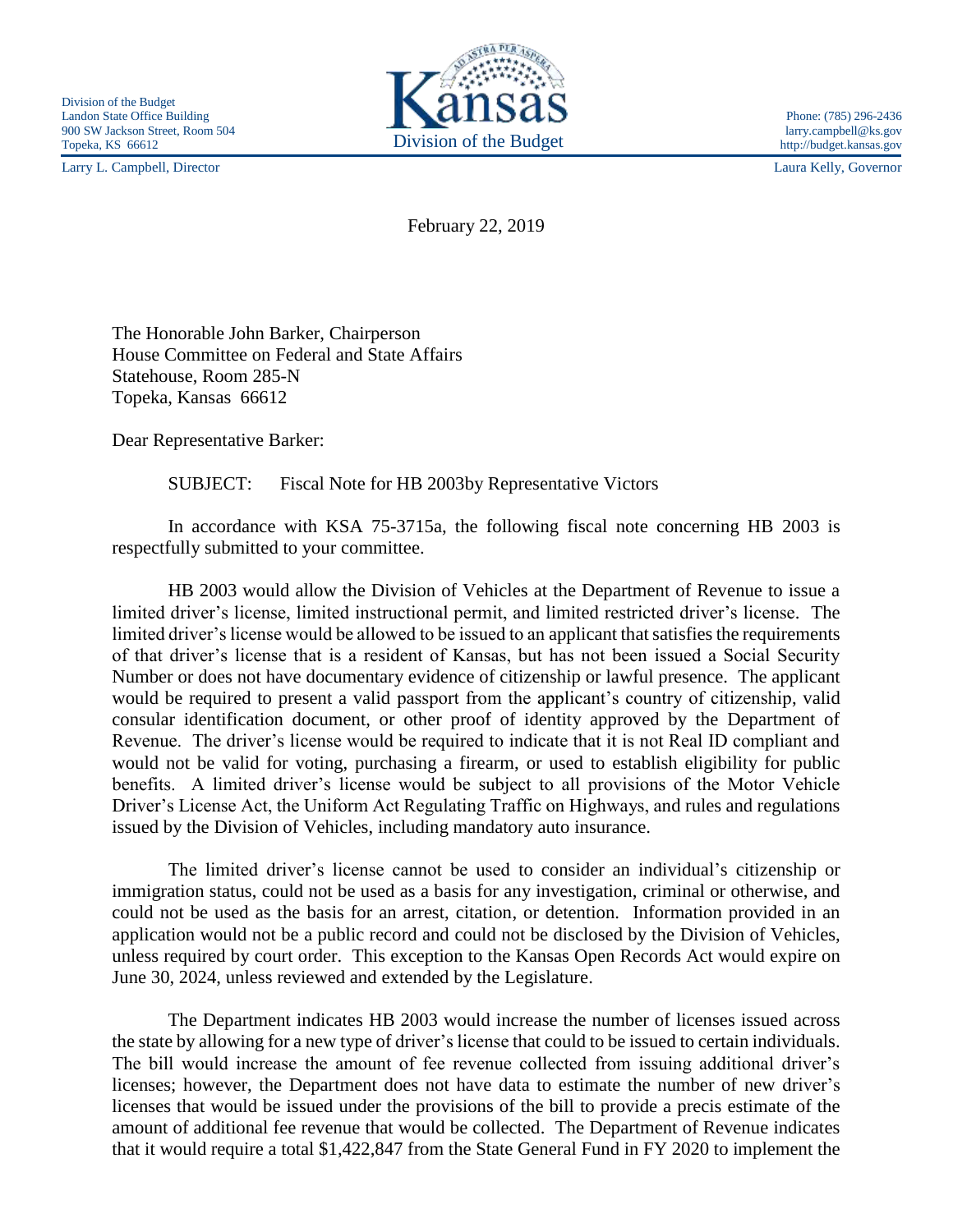Division of the Budget
Landon State Office Building
900 SW Jackson Street, Room 504
Topeka, KS 66612

Kansas
Division of the Budget

Phone: (785) 296-2436
larry.campbell@ks.gov
http://budget.kansas.gov

Larry L. Campbell, Director

Laura Kelly, Governor

February 22, 2019

The Honorable John Barker, Chairperson
House Committee on Federal and State Affairs
Statehouse, Room 285-N
Topeka, Kansas 66612

Dear Representative Barker:

SUBJECT: Fiscal Note for HB 2003by Representative Victors

In accordance with KSA 75-3715a, the following fiscal note concerning HB 2003 is respectfully submitted to your committee.

HB 2003 would allow the Division of Vehicles at the Department of Revenue to issue a limited driver's license, limited instructional permit, and limited restricted driver's license. The limited driver's license would be allowed to be issued to an applicant that satisfies the requirements of that driver's license that is a resident of Kansas, but has not been issued a Social Security Number or does not have documentary evidence of citizenship or lawful presence. The applicant would be required to present a valid passport from the applicant's country of citizenship, valid consular identification document, or other proof of identity approved by the Department of Revenue. The driver's license would be required to indicate that it is not Real ID compliant and would not be valid for voting, purchasing a firearm, or used to establish eligibility for public benefits. A limited driver's license would be subject to all provisions of the Motor Vehicle Driver's License Act, the Uniform Act Regulating Traffic on Highways, and rules and regulations issued by the Division of Vehicles, including mandatory auto insurance.

The limited driver's license cannot be used to consider an individual's citizenship or immigration status, could not be used as a basis for any investigation, criminal or otherwise, and could not be used as the basis for an arrest, citation, or detention. Information provided in an application would not be a public record and could not be disclosed by the Division of Vehicles, unless required by court order. This exception to the Kansas Open Records Act would expire on June 30, 2024, unless reviewed and extended by the Legislature.

The Department indicates HB 2003 would increase the number of licenses issued across the state by allowing for a new type of driver's license that could to be issued to certain individuals. The bill would increase the amount of fee revenue collected from issuing additional driver's licenses; however, the Department does not have data to estimate the number of new driver's licenses that would be issued under the provisions of the bill to provide a precis estimate of the amount of additional fee revenue that would be collected. The Department of Revenue indicates that it would require a total $1,422,847 from the State General Fund in FY 2020 to implement the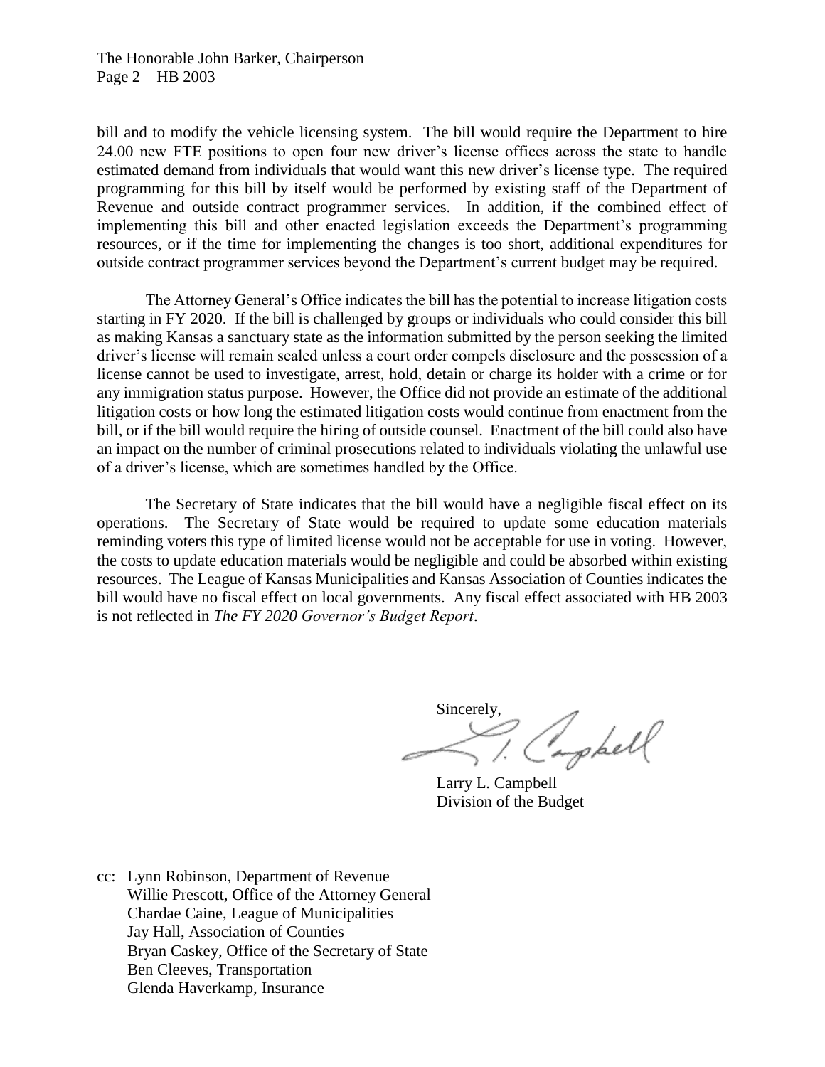bill and to modify the vehicle licensing system. The bill would require the Department to hire 24.00 new FTE positions to open four new driver's license offices across the state to handle estimated demand from individuals that would want this new driver's license type. The required programming for this bill by itself would be performed by existing staff of the Department of Revenue and outside contract programmer services. In addition, if the combined effect of implementing this bill and other enacted legislation exceeds the Department's programming resources, or if the time for implementing the changes is too short, additional expenditures for outside contract programmer services beyond the Department's current budget may be required.

The Attorney General's Office indicates the bill has the potential to increase litigation costs starting in FY 2020. If the bill is challenged by groups or individuals who could consider this bill as making Kansas a sanctuary state as the information submitted by the person seeking the limited driver's license will remain sealed unless a court order compels disclosure and the possession of a license cannot be used to investigate, arrest, hold, detain or charge its holder with a crime or for any immigration status purpose. However, the Office did not provide an estimate of the additional litigation costs or how long the estimated litigation costs would continue from enactment from the bill, or if the bill would require the hiring of outside counsel. Enactment of the bill could also have an impact on the number of criminal prosecutions related to individuals violating the unlawful use of a driver's license, which are sometimes handled by the Office.

The Secretary of State indicates that the bill would have a negligible fiscal effect on its operations. The Secretary of State would be required to update some education materials reminding voters this type of limited license would not be acceptable for use in voting. However, the costs to update education materials would be negligible and could be absorbed within existing resources. The League of Kansas Municipalities and Kansas Association of Counties indicates the bill would have no fiscal effect on local governments. Any fiscal effect associated with HB 2003 is not reflected in *The FY 2020 Governor's Budget Report*.

Sincerely,

L. Campbell

Larry L. Campbell
Division of the Budget

cc: Lynn Robinson, Department of Revenue
Willie Prescott, Office of the Attorney General
Chardae Caine, League of Municipalities
Jay Hall, Association of Counties
Bryan Caskey, Office of the Secretary of State
Ben Cleeves, Transportation
Glenda Haverkamp, Insurance